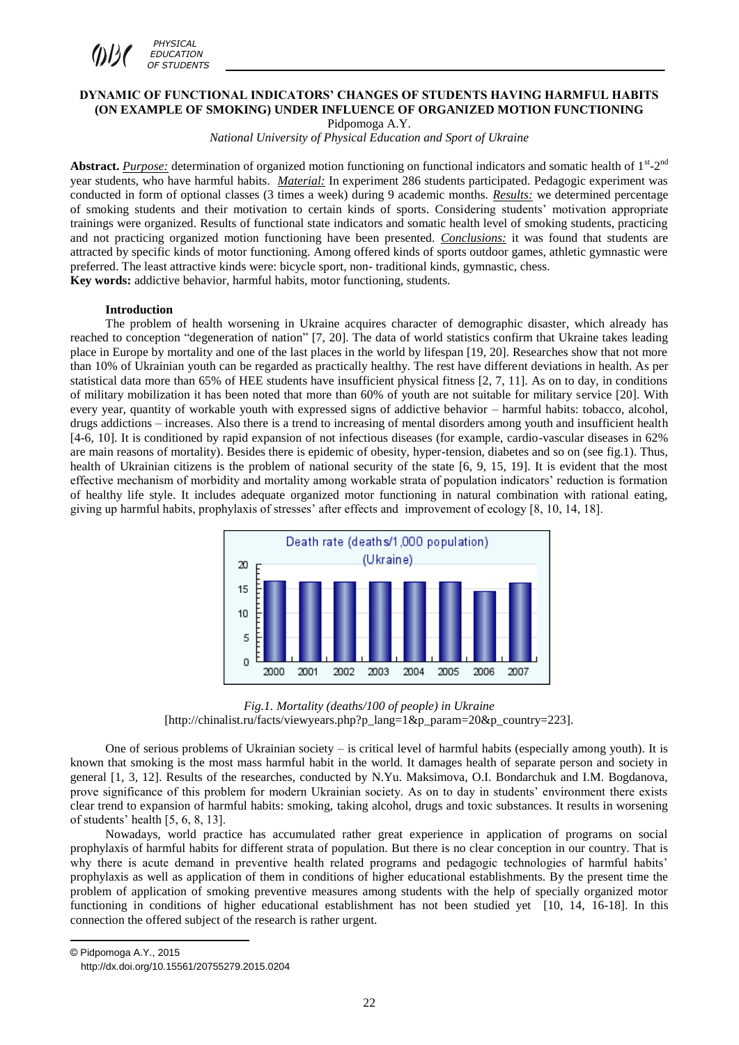# DYNAMIC OF FUNCTIONAL INDICATORS' CHANGES OF STUDENTS HAVING HARMFUL HABITS (ON EXAMPLE OF SMOKING) UNDER INFLUENCE OF ORGANIZED MOTION FUNCTIONING

Pidpomoga A.Y.

*National University of Physical Education and Sport of Ukraine*

**Abstract.** *Purpose:* determination of organized motion functioning on functional indicators and somatic health of 1st-2nd year students, who have harmful habits. *Material:* In experiment 286 students participated. Pedagogic experiment was conducted in form of optional classes (3 times a week) during 9 academic months. *Results:* we determined percentage of smoking students and their motivation to certain kinds of sports. Considering students' motivation appropriate trainings were organized. Results of functional state indicators and somatic health level of smoking students, practicing and not practicing organized motion functioning have been presented. *Conclusions:* it was found that students are attracted by specific kinds of motor functioning. Among offered kinds of sports outdoor games, athletic gymnastic were preferred. The least attractive kinds were: bicycle sport, non- traditional kinds, gymnastic, chess.

**Key words:** addictive behavior, harmful habits, motor functioning, students.

## Introduction

The problem of health worsening in Ukraine acquires character of demographic disaster, which already has reached to conception "degeneration of nation" [7, 20]. The data of world statistics confirm that Ukraine takes leading place in Europe by mortality and one of the last places in the world by lifespan [19, 20]. Researches show that not more than 10% of Ukrainian youth can be regarded as practically healthy. The rest have different deviations in health. As per statistical data more than 65% of HEE students have insufficient physical fitness [2, 7, 11]. As on to day, in conditions of military mobilization it has been noted that more than 60% of youth are not suitable for military service [20]. With every year, quantity of workable youth with expressed signs of addictive behavior – harmful habits: tobacco, alcohol, drugs addictions – increases. Also there is a trend to increasing of mental disorders among youth and insufficient health [4-6, 10]. It is conditioned by rapid expansion of not infectious diseases (for example, cardio-vascular diseases in 62% are main reasons of mortality). Besides there is epidemic of obesity, hyper-tension, diabetes and so on (see fig.1). Thus, health of Ukrainian citizens is the problem of national security of the state [6, 9, 15, 19]. It is evident that the most effective mechanism of morbidity and mortality among workable strata of population indicators' reduction is formation of healthy life style. It includes adequate organized motor functioning in natural combination with rational eating, giving up harmful habits, prophylaxis of stresses' after effects and improvement of ecology [8, 10, 14, 18].

*Fig.1. Mortality (deaths/100 of people) in Ukraine*
[http://chinalist.ru/facts/viewyears.php?p_lang=1&p_param=20&p_country=223].

One of serious problems of Ukrainian society – is critical level of harmful habits (especially among youth). It is known that smoking is the most mass harmful habit in the world. It damages health of separate person and society in general [1, 3, 12]. Results of the researches, conducted by N.Yu. Maksimova, O.I. Bondarchuk and I.M. Bogdanova, prove significance of this problem for modern Ukrainian society. As on to day in students' environment there exists clear trend to expansion of harmful habits: smoking, taking alcohol, drugs and toxic substances. It results in worsening of students' health [5, 6, 8, 13].

Nowadays, world practice has accumulated rather great experience in application of programs on social prophylaxis of harmful habits for different strata of population. But there is no clear conception in our country. That is why there is acute demand in preventive health related programs and pedagogic technologies of harmful habits' prophylaxis as well as application of them in conditions of higher educational establishments. By the present time the problem of application of smoking preventive measures among students with the help of specially organized motor functioning in conditions of higher educational establishment has not been studied yet [10, 14, 16-18]. In this connection the offered subject of the research is rather urgent.

© Pidpomoga A.Y., 2015

http://dx.doi.org/10.15561/20755279.2015.0204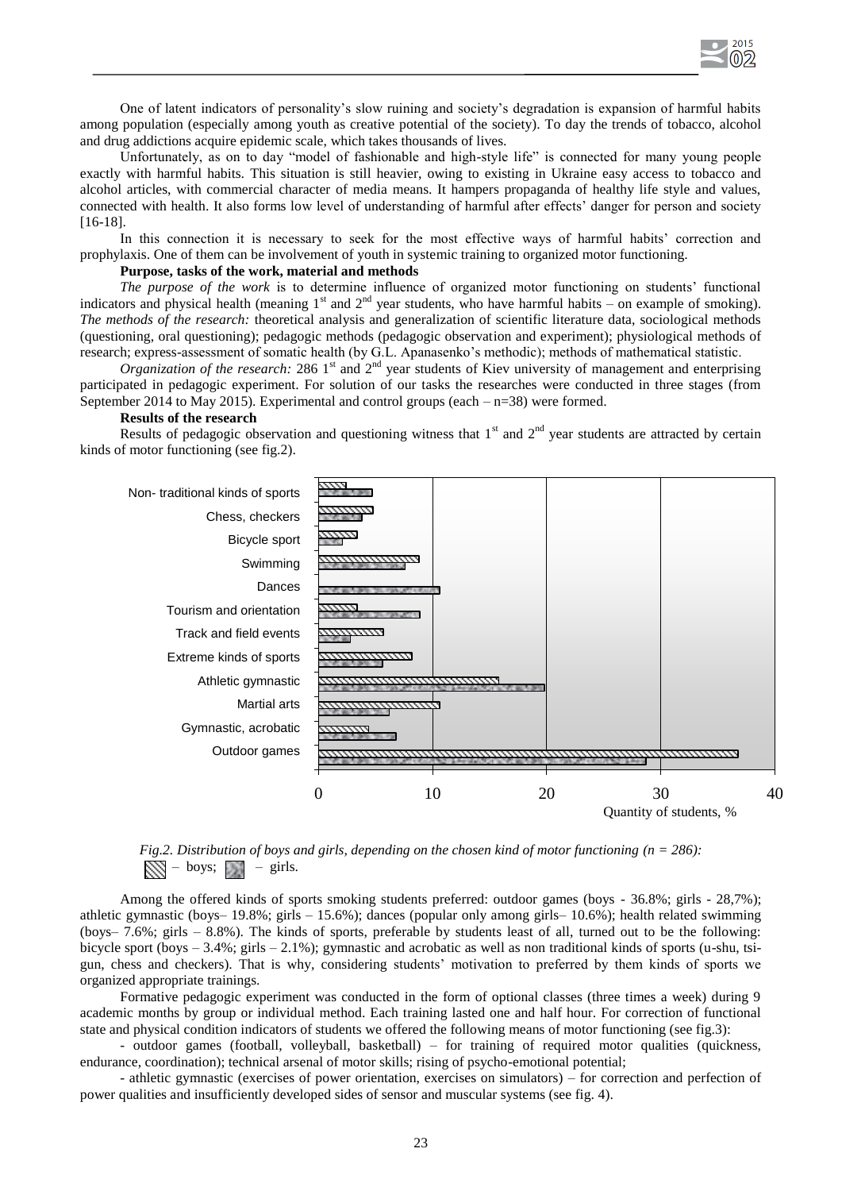One of latent indicators of personality's slow ruining and society's degradation is expansion of harmful habits among population (especially among youth as creative potential of the society). To day the trends of tobacco, alcohol and drug addictions acquire epidemic scale, which takes thousands of lives.

Unfortunately, as on to day "model of fashionable and high-style life" is connected for many young people exactly with harmful habits. This situation is still heavier, owing to existing in Ukraine easy access to tobacco and alcohol articles, with commercial character of media means. It hampers propaganda of healthy life style and values, connected with health. It also forms low level of understanding of harmful after effects' danger for person and society [16-18].

In this connection it is necessary to seek for the most effective ways of harmful habits' correction and prophylaxis. One of them can be involvement of youth in systemic training to organized motor functioning.

**Purpose, tasks of the work, material and methods**

*The purpose of the work* is to determine influence of organized motor functioning on students' functional indicators and physical health (meaning 1st and 2nd year students, who have harmful habits – on example of smoking). *The methods of the research:* theoretical analysis and generalization of scientific literature data, sociological methods (questioning, oral questioning); pedagogic methods (pedagogic observation and experiment); physiological methods of research; express-assessment of somatic health (by G.L. Apanasenko's methodic); methods of mathematical statistic.

*Organization of the research:* 286 1st and 2nd year students of Kiev university of management and enterprising participated in pedagogic experiment. For solution of our tasks the researches were conducted in three stages (from September 2014 to May 2015). Experimental and control groups (each – n=38) were formed.

**Results of the research**

Results of pedagogic observation and questioning witness that 1st and 2nd year students are attracted by certain kinds of motor functioning (see fig.2).

*Fig.2. Distribution of boys and girls, depending on the chosen kind of motor functioning (n = 286):* – boys; – girls.

Among the offered kinds of sports smoking students preferred: outdoor games (boys - 36.8%; girls - 28,7%); athletic gymnastic (boys– 19.8%; girls – 15.6%); dances (popular only among girls– 10.6%); health related swimming (boys– 7.6%; girls – 8.8%). The kinds of sports, preferable by students least of all, turned out to be the following: bicycle sport (boys – 3.4%; girls – 2.1%); gymnastic and acrobatic as well as non traditional kinds of sports (u-shu, tsi-gun, chess and checkers). That is why, considering students' motivation to preferred by them kinds of sports we organized appropriate trainings.

Formative pedagogic experiment was conducted in the form of optional classes (three times a week) during 9 academic months by group or individual method. Each training lasted one and half hour. For correction of functional state and physical condition indicators of students we offered the following means of motor functioning (see fig.3):

- outdoor games (football, volleyball, basketball) – for training of required motor qualities (quickness, endurance, coordination); technical arsenal of motor skills; rising of psycho-emotional potential;

- athletic gymnastic (exercises of power orientation, exercises on simulators) – for correction and perfection of power qualities and insufficiently developed sides of sensor and muscular systems (see fig. 4).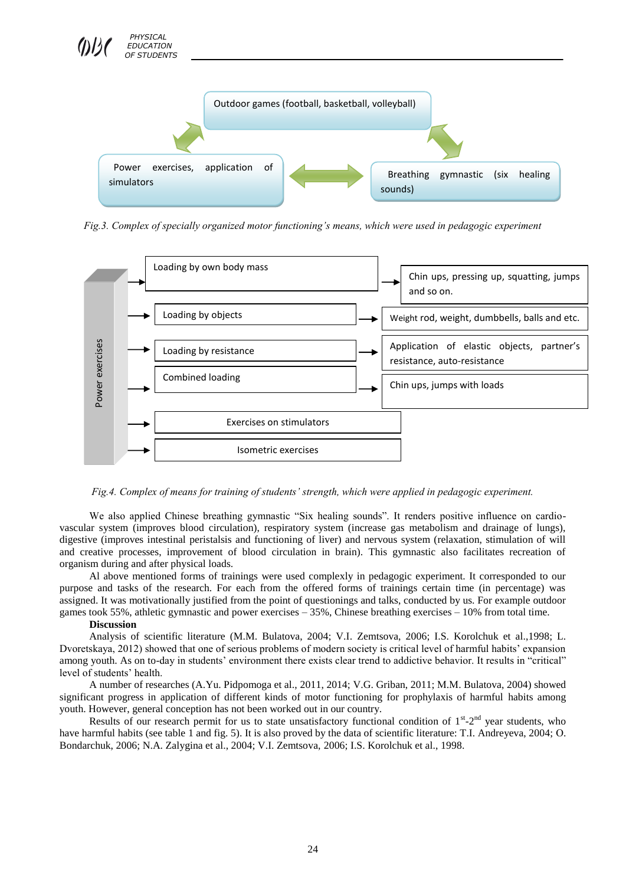Outdoor games (football, basketball, volleyball)

Power exercises, application of simulators

Breathing gymnastic (six healing sounds)

*Fig.3. Complex of specially organized motor functioning's means, which were used in pedagogic experiment*

Power exercises

- Loading by own body mass → Chin ups, pressing up, squatting, jumps and so on.
- Loading by objects → Weight rod, weight, dumbbells, balls and etc.
- Loading by resistance → Application of elastic objects, partner's resistance, auto-resistance
- Combined loading → Chin ups, jumps with loads
- Exercises on stimulators
- Isometric exercises

*Fig.4. Complex of means for training of students' strength, which were applied in pedagogic experiment.*

We also applied Chinese breathing gymnastic "Six healing sounds". It renders positive influence on cardio-vascular system (improves blood circulation), respiratory system (increase gas metabolism and drainage of lungs), digestive (improves intestinal peristalsis and functioning of liver) and nervous system (relaxation, stimulation of will and creative processes, improvement of blood circulation in brain). This gymnastic also facilitates recreation of organism during and after physical loads.

Al above mentioned forms of trainings were used complexly in pedagogic experiment. It corresponded to our purpose and tasks of the research. For each from the offered forms of trainings certain time (in percentage) was assigned. It was motivationally justified from the point of questionings and talks, conducted by us. For example outdoor games took 55%, athletic gymnastic and power exercises – 35%, Chinese breathing exercises – 10% from total time.

**Discussion**

Analysis of scientific literature (M.M. Bulatova, 2004; V.I. Zemtsova, 2006; I.S. Korolchuk et al.,1998; L. Dvoretskaya, 2012) showed that one of serious problems of modern society is critical level of harmful habits' expansion among youth. As on to-day in students' environment there exists clear trend to addictive behavior. It results in "critical" level of students' health.

A number of researches (A.Yu. Pidpomoga et al., 2011, 2014; V.G. Griban, 2011; M.M. Bulatova, 2004) showed significant progress in application of different kinds of motor functioning for prophylaxis of harmful habits among youth. However, general conception has not been worked out in our country.

Results of our research permit for us to state unsatisfactory functional condition of 1st-2nd year students, who have harmful habits (see table 1 and fig. 5). It is also proved by the data of scientific literature: T.I. Andreyeva, 2004; O. Bondarchuk, 2006; N.A. Zalygina et al., 2004; V.I. Zemtsova, 2006; I.S. Korolchuk et al., 1998.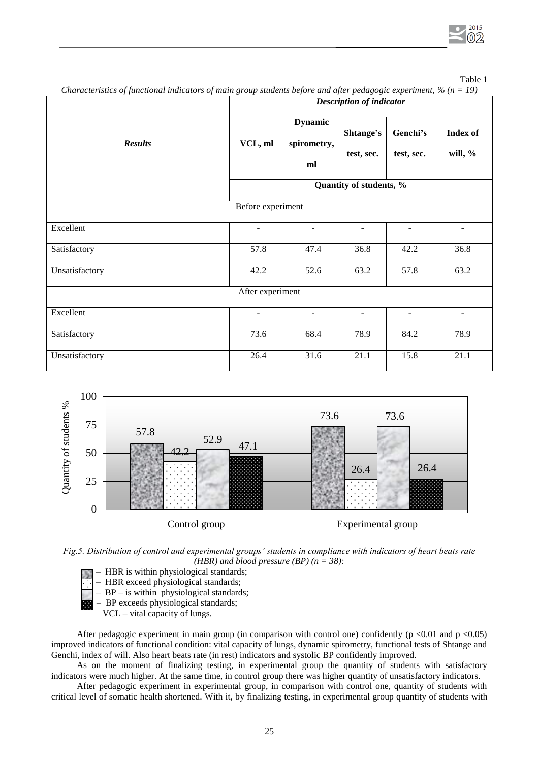Table 1

*Characteristics of functional indicators of main group students before and after pedagogic experiment, % (n = 19)*

| ***Results*** | ***Description of indicator*** | | | | |
|---|---|---|---|---|---|
| | **VCL, ml** | **Dynamic spirometry, ml** | **Shtange's test, sec.** | **Genchi's test, sec.** | **Index of will, %** |
| | **Quantity of students, %** | | | | |
| Before experiment | | | | | |
| Excellent | - | - | - | - | - |
| Satisfactory | 57.8 | 47.4 | 36.8 | 42.2 | 36.8 |
| Unsatisfactory | 42.2 | 52.6 | 63.2 | 57.8 | 63.2 |
| After experiment | | | | | |
| Excellent | - | - | - | - | - |
| Satisfactory | 73.6 | 68.4 | 78.9 | 84.2 | 78.9 |
| Unsatisfactory | 26.4 | 31.6 | 21.1 | 15.8 | 21.1 |

*Fig.5. Distribution of control and experimental groups' students in compliance with indicators of heart beats rate (HBR) and blood pressure (BP) (n = 38):*

– HBR is within physiological standards;
– HBR exceed physiological standards;
– BP – is within physiological standards;
– BP exceeds physiological standards;
VCL – vital capacity of lungs.

After pedagogic experiment in main group (in comparison with control one) confidently ($p < 0.01$ and $p < 0.05$) improved indicators of functional condition: vital capacity of lungs, dynamic spirometry, functional tests of Shtange and Genchi, index of will. Also heart beats rate (in rest) indicators and systolic BP confidently improved.

As on the moment of finalizing testing, in experimental group the quantity of students with satisfactory indicators were much higher. At the same time, in control group there was higher quantity of unsatisfactory indicators.

After pedagogic experiment in experimental group, in comparison with control one, quantity of students with critical level of somatic health shortened. With it, by finalizing testing, in experimental group quantity of students with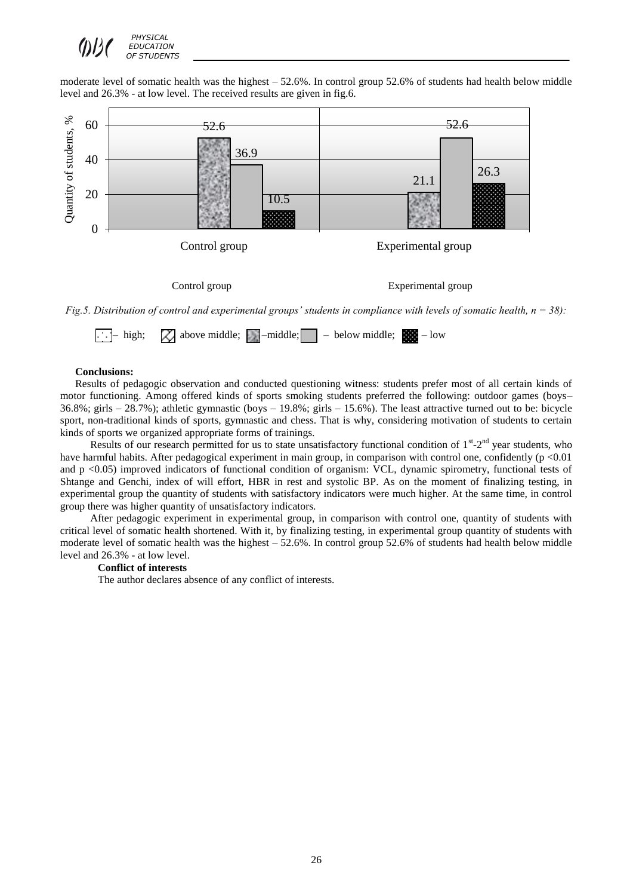moderate level of somatic health was the highest – 52.6%. In control group 52.6% of students had health below middle level and 26.3% - at low level. The received results are given in fig.6.

*Fig.5. Distribution of control and experimental groups' students in compliance with levels of somatic health, n = 38):*

– high; above middle; –middle; – below middle; – low

**Conclusions:**

Results of pedagogic observation and conducted questioning witness: students prefer most of all certain kinds of motor functioning. Among offered kinds of sports smoking students preferred the following: outdoor games (boys– 36.8%; girls – 28.7%); athletic gymnastic (boys – 19.8%; girls – 15.6%). The least attractive turned out to be: bicycle sport, non-traditional kinds of sports, gymnastic and chess. That is why, considering motivation of students to certain kinds of sports we organized appropriate forms of trainings.

Results of our research permitted for us to state unsatisfactory functional condition of 1st-2nd year students, who have harmful habits. After pedagogical experiment in main group, in comparison with control one, confidently ($p < 0.01$ and $p < 0.05$) improved indicators of functional condition of organism: VCL, dynamic spirometry, functional tests of Shtange and Genchi, index of will effort, HBR in rest and systolic BP. As on the moment of finalizing testing, in experimental group the quantity of students with satisfactory indicators were much higher. At the same time, in control group there was higher quantity of unsatisfactory indicators.

After pedagogic experiment in experimental group, in comparison with control one, quantity of students with critical level of somatic health shortened. With it, by finalizing testing, in experimental group quantity of students with moderate level of somatic health was the highest – 52.6%. In control group 52.6% of students had health below middle level and 26.3% - at low level.

**Conflict of interests**

The author declares absence of any conflict of interests.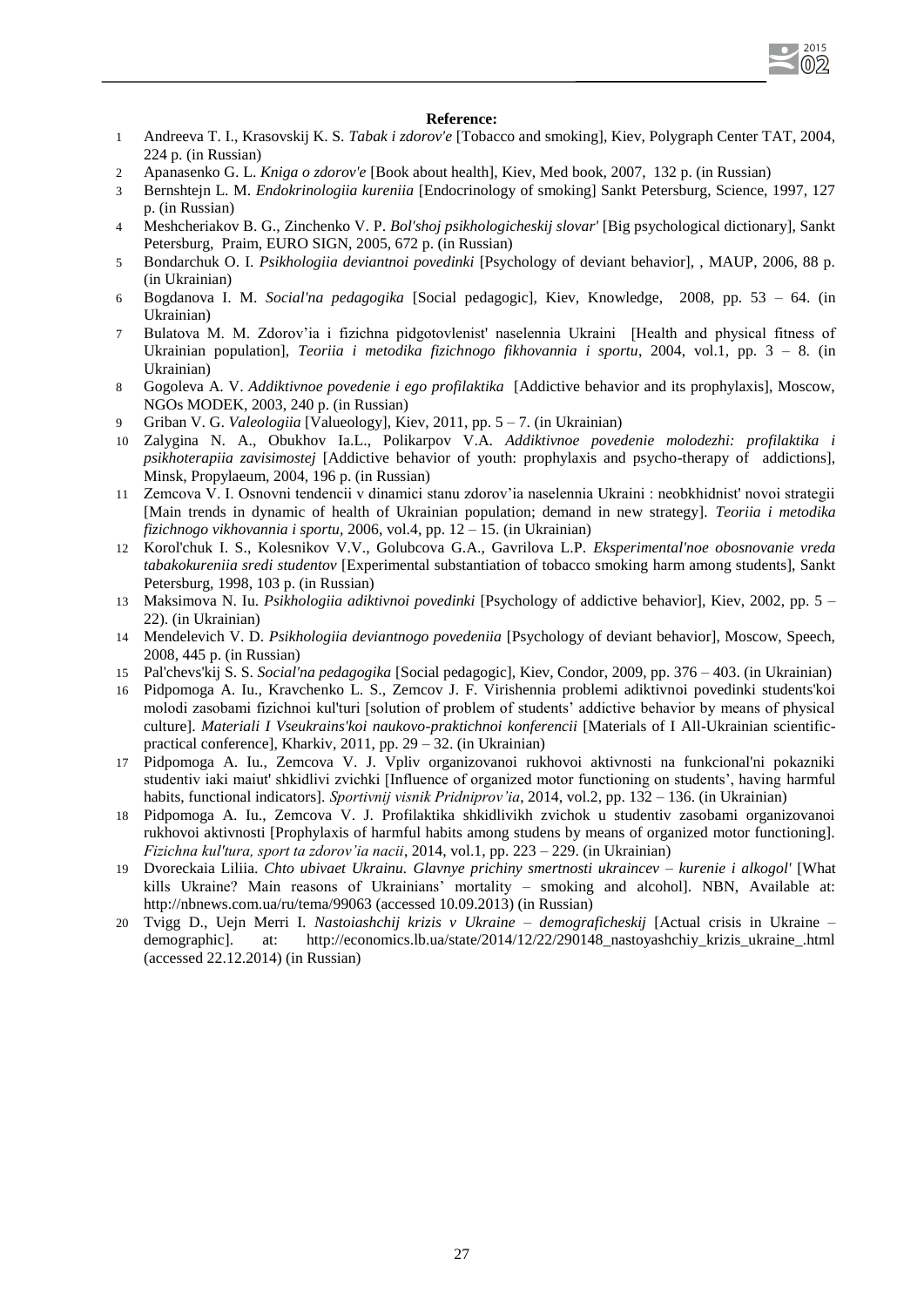**Reference:**

1. Andreeva T. I., Krasovskij K. S. *Tabak i zdorov'e* [Tobacco and smoking], Kiev, Polygraph Center TAT, 2004, 224 p. (in Russian)
2. Apanasenko G. L. *Kniga o zdorov'e* [Book about health], Kiev, Med book, 2007, 132 p. (in Russian)
3. Bernshtejn L. M. *Endokrinologiia kureniia* [Endocrinology of smoking] Sankt Petersburg, Science, 1997, 127 p. (in Russian)
4. Meshcheriakov B. G., Zinchenko V. P. *Bol'shoj psikhologicheskij slovar'* [Big psychological dictionary], Sankt Petersburg, Praim, EURO SIGN, 2005, 672 p. (in Russian)
5. Bondarchuk O. I. *Psikhologiia deviantnoi povedinki* [Psychology of deviant behavior], , MAUP, 2006, 88 p. (in Ukrainian)
6. Bogdanova I. M. *Social'na pedagogika* [Social pedagogic], Kiev, Knowledge, 2008, pp. 53 – 64. (in Ukrainian)
7. Bulatova M. M. Zdorov'ia i fizichna pidgotovlenist' naselennia Ukraini [Health and physical fitness of Ukrainian population], *Teoriia i metodika fizichnogo fikhovannia i sportu*, 2004, vol.1, pp. 3 – 8. (in Ukrainian)
8. Gogoleva A. V. *Addiktivnoe povedenie i ego profilaktika* [Addictive behavior and its prophylaxis], Moscow, NGOs MODEK, 2003, 240 p. (in Russian)
9. Griban V. G. *Valeologiia* [Valueology], Kiev, 2011, pp. 5 – 7. (in Ukrainian)
10. Zalygina N. A., Obukhov Ia.L., Polikarpov V.A. *Addiktivnoe povedenie molodezhi: profilaktika i psikhoterapiia zavisimostej* [Addictive behavior of youth: prophylaxis and psycho-therapy of addictions], Minsk, Propylaeum, 2004, 196 p. (in Russian)
11. Zemcova V. I. Osnovni tendencii v dinamici stanu zdorov'ia naselennia Ukraini : neobkhidnist' novoi strategii [Main trends in dynamic of health of Ukrainian population; demand in new strategy]. *Teoriia i metodika fizichnogo vikhovannia i sportu*, 2006, vol.4, pp. 12 – 15. (in Ukrainian)
12. Korol'chuk I. S., Kolesnikov V.V., Golubcova G.A., Gavrilova L.P. *Eksperimental'noe obosnovanie vreda tabakokureniia sredi studentov* [Experimental substantiation of tobacco smoking harm among students], Sankt Petersburg, 1998, 103 p. (in Russian)
13. Maksimova N. Iu. *Psikhologiia adiktivnoi povedinki* [Psychology of addictive behavior], Kiev, 2002, pp. 5 – 22). (in Ukrainian)
14. Mendelevich V. D. *Psikhologiia deviantnogo povedeniia* [Psychology of deviant behavior], Moscow, Speech, 2008, 445 p. (in Russian)
15. Pal'chevs'kij S. S. *Social'na pedagogika* [Social pedagogic], Kiev, Condor, 2009, pp. 376 – 403. (in Ukrainian)
16. Pidpomoga A. Iu., Kravchenko L. S., Zemcov J. F. Virishennia problemi adiktivnoi povedinki students'koi molodi zasobami fizichnoi kul'turi [solution of problem of students' addictive behavior by means of physical culture]. *Materiali I Vseukrains'koi naukovo-praktichnoi konferencii* [Materials of I All-Ukrainian scientific-practical conference], Kharkiv, 2011, pp. 29 – 32. (in Ukrainian)
17. Pidpomoga A. Iu., Zemcova V. J. Vpliv organizovanoi rukhovoi aktivnosti na funkcional'ni pokazniki studentiv iaki maiut' shkidlivi zvichki [Influence of organized motor functioning on students', having harmful habits, functional indicators]. *Sportivnij visnik Pridniprov'ia*, 2014, vol.2, pp. 132 – 136. (in Ukrainian)
18. Pidpomoga A. Iu., Zemcova V. J. Profilaktika shkidlivikh zvichok u studentiv zasobami organizovanoi rukhovoi aktivnosti [Prophylaxis of harmful habits among studens by means of organized motor functioning]. *Fizichna kul'tura, sport ta zdorov'ia nacii*, 2014, vol.1, pp. 223 – 229. (in Ukrainian)
19. Dvoreckaia Liliia. *Chto ubivaet Ukrainu. Glavnye prichiny smertnosti ukraincev – kurenie i alkogol'* [What kills Ukraine? Main reasons of Ukrainians' mortality – smoking and alcohol]. NBN, Available at: http://nbnews.com.ua/ru/tema/99063 (accessed 10.09.2013) (in Russian)
20. Tvigg D., Uejn Merri I. *Nastoiashchij krizis v Ukraine – demograficheskij* [Actual crisis in Ukraine – demographic]. at: http://economics.lb.ua/state/2014/12/22/290148_nastoyashchiy_krizis_ukraine_.html (accessed 22.12.2014) (in Russian)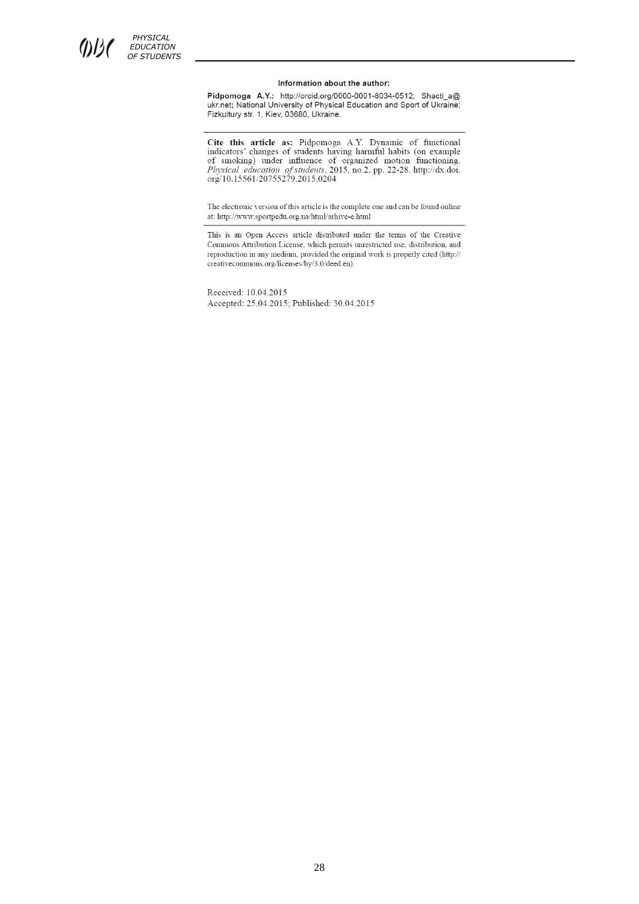**Information about the author:**

**Pidpomoga A.Y.:** http://orcid.org/0000-0001-8034-0512; Shacti_a@ukr.net; National University of Physical Education and Sport of Ukraine; Fizkultury str. 1, Kiev, 03680, Ukraine.

---

**Cite this article as:** Pidpomoga A.Y. Dynamic of functional indicators' changes of students having harmful habits (on example of smoking) under influence of organized motion functioning. *Physical education of students*, 2015, no.2, pp. 22-28. http://dx.doi.org/10.15561/20755279.2015.0204

The electronic version of this article is the complete one and can be found online at: http://www.sportpedu.org.ua/html/arhive-e.html

---

This is an Open Access article distributed under the terms of the Creative Commons Attribution License, which permits unrestricted use, distribution, and reproduction in any medium, provided the original work is properly cited (http://creativecommons.org/licenses/by/3.0/deed.en).

Received: 10.04.2015
Accepted: 25.04.2015; Published: 30.04.2015